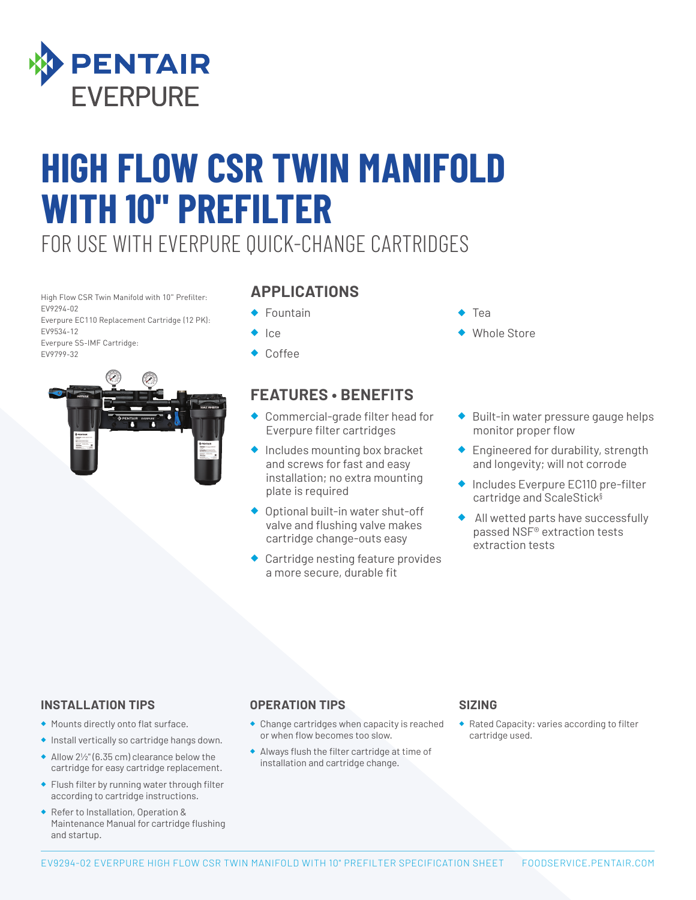PENTAIR EVERPURE

# HIGH FLOW CSR TWIN MANIFOLD WITH 10" PREFILTER

FOR USE WITH EVERPURE QUICK-CHANGE CARTRIDGES

High Flow CSR Twin Manifold with 10" Prefilter: EV9294-02
Everpure EC110 Replacement Cartridge (12 PK): EV9534-12
Everpure SS-IMF Cartridge: EV9799-32

## APPLICATIONS

- Fountain
- Ice
- Coffee
- Tea
- Whole Store

## FEATURES • BENEFITS

- Commercial-grade filter head for Everpure filter cartridges
- Includes mounting box bracket and screws for fast and easy installation; no extra mounting plate is required
- Optional built-in water shut-off valve and flushing valve makes cartridge change-outs easy
- Cartridge nesting feature provides a more secure, durable fit
- Built-in water pressure gauge helps monitor proper flow
- Engineered for durability, strength and longevity; will not corrode
- Includes Everpure EC110 pre-filter cartridge and ScaleStick§
- All wetted parts have successfully passed NSF® extraction tests extraction tests

### INSTALLATION TIPS

- Mounts directly onto flat surface.
- Install vertically so cartridge hangs down.
- Allow 2½" (6.35 cm) clearance below the cartridge for easy cartridge replacement.
- Flush filter by running water through filter according to cartridge instructions.
- Refer to Installation, Operation & Maintenance Manual for cartridge flushing and startup.

### OPERATION TIPS

- Change cartridges when capacity is reached or when flow becomes too slow.
- Always flush the filter cartridge at time of installation and cartridge change.

### SIZING

- Rated Capacity: varies according to filter cartridge used.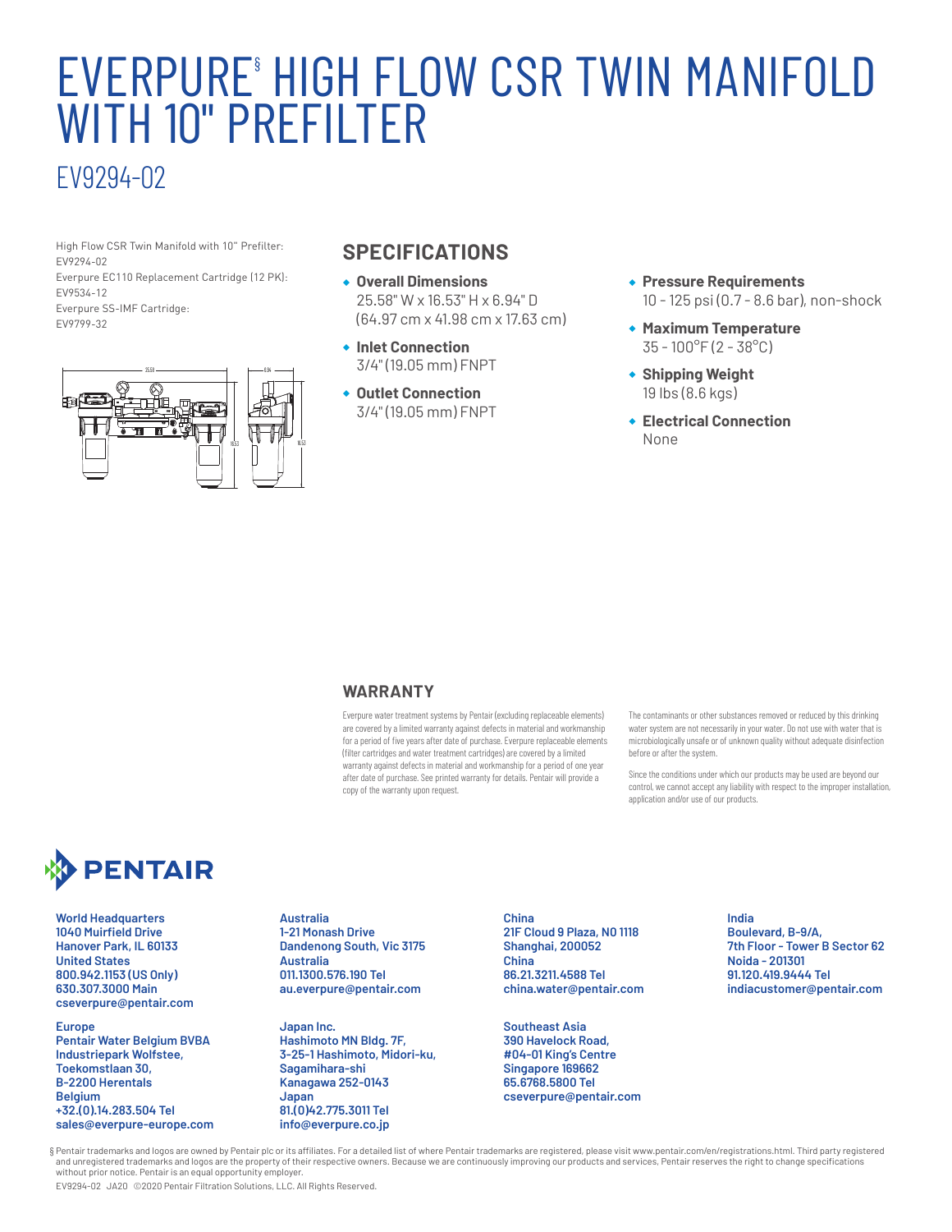# EVERPURE§ HIGH FLOW CSR TWIN MANIFOLD WITH 10" PREFILTER

## EV9294-02

High Flow CSR Twin Manifold with 10" Prefilter: EV9294-02
Everpure EC110 Replacement Cartridge (12 PK): EV9534-12
Everpure SS-IMF Cartridge: EV9799-32

25.58
6.94
16.53
16.53

## SPECIFICATIONS

- **Overall Dimensions**
  25.58" W x 16.53" H x 6.94" D
  (64.97 cm x 41.98 cm x 17.63 cm)
- **Inlet Connection**
  3/4" (19.05 mm) FNPT
- **Outlet Connection**
  3/4" (19.05 mm) FNPT
- **Pressure Requirements**
  10 - 125 psi (0.7 - 8.6 bar), non-shock
- **Maximum Temperature**
  35 - 100°F (2 - 38°C)
- **Shipping Weight**
  19 lbs (8.6 kgs)
- **Electrical Connection**
  None

## WARRANTY

Everpure water treatment systems by Pentair (excluding replaceable elements) are covered by a limited warranty against defects in material and workmanship for a period of five years after date of purchase. Everpure replaceable elements (filter cartridges and water treatment cartridges) are covered by a limited warranty against defects in material and workmanship for a period of one year after date of purchase. See printed warranty for details. Pentair will provide a copy of the warranty upon request.

The contaminants or other substances removed or reduced by this drinking water system are not necessarily in your water. Do not use with water that is microbiologically unsafe or of unknown quality without adequate disinfection before or after the system.

Since the conditions under which our products may be used are beyond our control, we cannot accept any liability with respect to the improper installation, application and/or use of our products.

PENTAIR

**World Headquarters**
**1040 Muirfield Drive**
**Hanover Park, IL 60133**
**United States**
**800.942.1153 (US Only)**
**630.307.3000 Main**
**cseverpure@pentair.com**

**Europe**
**Pentair Water Belgium BVBA**
**Industriepark Wolfstee,**
**Toekomstlaan 30,**
**B-2200 Herentals**
**Belgium**
**+32.(0).14.283.504 Tel**
**sales@everpure-europe.com**

**Australia**
**1-21 Monash Drive**
**Dandenong South, Vic 3175**
**Australia**
**011.1300.576.190 Tel**
**au.everpure@pentair.com**

**Japan Inc.**
**Hashimoto MN Bldg. 7F,**
**3-25-1 Hashimoto, Midori-ku,**
**Sagamihara-shi**
**Kanagawa 252-0143**
**Japan**
**81.(0)42.775.3011 Tel**
**info@everpure.co.jp**

**China**
**21F Cloud 9 Plaza, NO 1118**
**Shanghai, 200052**
**China**
**86.21.3211.4588 Tel**
**china.water@pentair.com**

**Southeast Asia**
**390 Havelock Road,**
**#04-01 King's Centre**
**Singapore 169662**
**65.6768.5800 Tel**
**cseverpure@pentair.com**

**India**
**Boulevard, B-9/A,**
**7th Floor - Tower B Sector 62**
**Noida - 201301**
**91.120.419.9444 Tel**
**indiacustomer@pentair.com**

§ Pentair trademarks and logos are owned by Pentair plc or its affiliates. For a detailed list of where Pentair trademarks are registered, please visit www.pentair.com/en/registrations.html. Third party registered and unregistered trademarks and logos are the property of their respective owners. Because we are continuously improving our products and services, Pentair reserves the right to change specifications without prior notice. Pentair is an equal opportunity employer.

EV9294-02 JA20 ©2020 Pentair Filtration Solutions, LLC. All Rights Reserved.